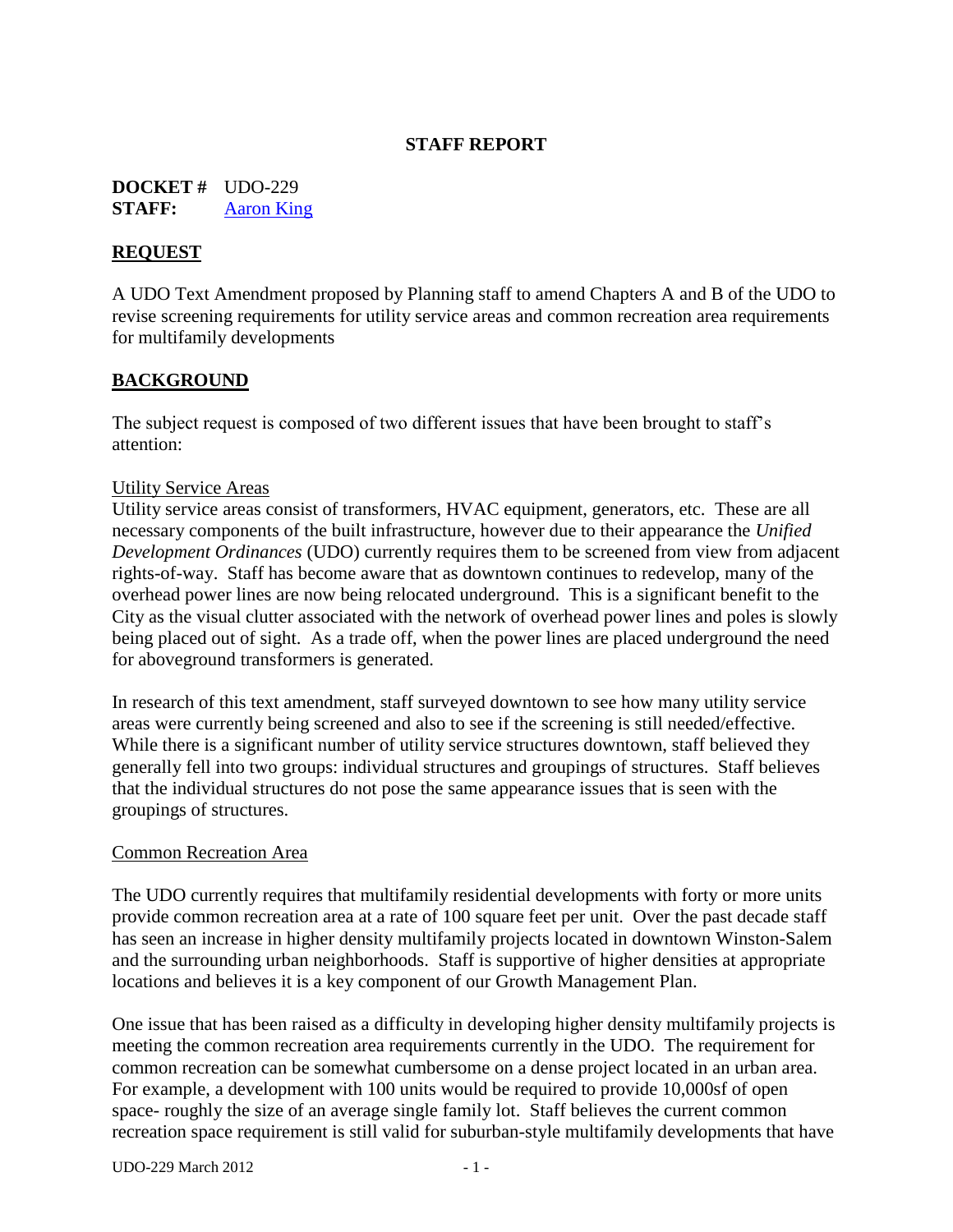# STAFF REPORT

**DOCKET #** UDO-229
**STAFF:** Aaron King

## REQUEST

A UDO Text Amendment proposed by Planning staff to amend Chapters A and B of the UDO to revise screening requirements for utility service areas and common recreation area requirements for multifamily developments

## BACKGROUND

The subject request is composed of two different issues that have been brought to staff's attention:

### Utility Service Areas

Utility service areas consist of transformers, HVAC equipment, generators, etc. These are all necessary components of the built infrastructure, however due to their appearance the *Unified Development Ordinances* (UDO) currently requires them to be screened from view from adjacent rights-of-way. Staff has become aware that as downtown continues to redevelop, many of the overhead power lines are now being relocated underground. This is a significant benefit to the City as the visual clutter associated with the network of overhead power lines and poles is slowly being placed out of sight. As a trade off, when the power lines are placed underground the need for aboveground transformers is generated.

In research of this text amendment, staff surveyed downtown to see how many utility service areas were currently being screened and also to see if the screening is still needed/effective. While there is a significant number of utility service structures downtown, staff believed they generally fell into two groups: individual structures and groupings of structures. Staff believes that the individual structures do not pose the same appearance issues that is seen with the groupings of structures.

### Common Recreation Area

The UDO currently requires that multifamily residential developments with forty or more units provide common recreation area at a rate of 100 square feet per unit. Over the past decade staff has seen an increase in higher density multifamily projects located in downtown Winston-Salem and the surrounding urban neighborhoods. Staff is supportive of higher densities at appropriate locations and believes it is a key component of our Growth Management Plan.

One issue that has been raised as a difficulty in developing higher density multifamily projects is meeting the common recreation area requirements currently in the UDO. The requirement for common recreation can be somewhat cumbersome on a dense project located in an urban area. For example, a development with 100 units would be required to provide 10,000sf of open space- roughly the size of an average single family lot. Staff believes the current common recreation space requirement is still valid for suburban-style multifamily developments that have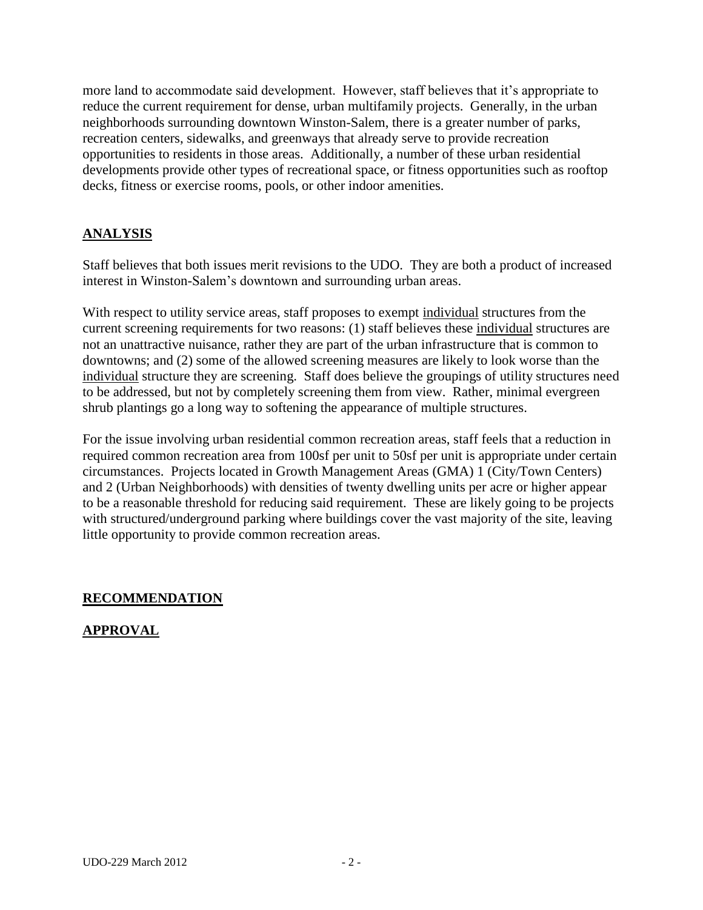more land to accommodate said development. However, staff believes that it's appropriate to reduce the current requirement for dense, urban multifamily projects. Generally, in the urban neighborhoods surrounding downtown Winston-Salem, there is a greater number of parks, recreation centers, sidewalks, and greenways that already serve to provide recreation opportunities to residents in those areas. Additionally, a number of these urban residential developments provide other types of recreational space, or fitness opportunities such as rooftop decks, fitness or exercise rooms, pools, or other indoor amenities.

## ANALYSIS

Staff believes that both issues merit revisions to the UDO. They are both a product of increased interest in Winston-Salem's downtown and surrounding urban areas.

With respect to utility service areas, staff proposes to exempt <u>individual</u> structures from the current screening requirements for two reasons: (1) staff believes these <u>individual</u> structures are not an unattractive nuisance, rather they are part of the urban infrastructure that is common to downtowns; and (2) some of the allowed screening measures are likely to look worse than the <u>individual</u> structure they are screening. Staff does believe the groupings of utility structures need to be addressed, but not by completely screening them from view. Rather, minimal evergreen shrub plantings go a long way to softening the appearance of multiple structures.

For the issue involving urban residential common recreation areas, staff feels that a reduction in required common recreation area from 100sf per unit to 50sf per unit is appropriate under certain circumstances. Projects located in Growth Management Areas (GMA) 1 (City/Town Centers) and 2 (Urban Neighborhoods) with densities of twenty dwelling units per acre or higher appear to be a reasonable threshold for reducing said requirement. These are likely going to be projects with structured/underground parking where buildings cover the vast majority of the site, leaving little opportunity to provide common recreation areas.

## RECOMMENDATION

## APPROVAL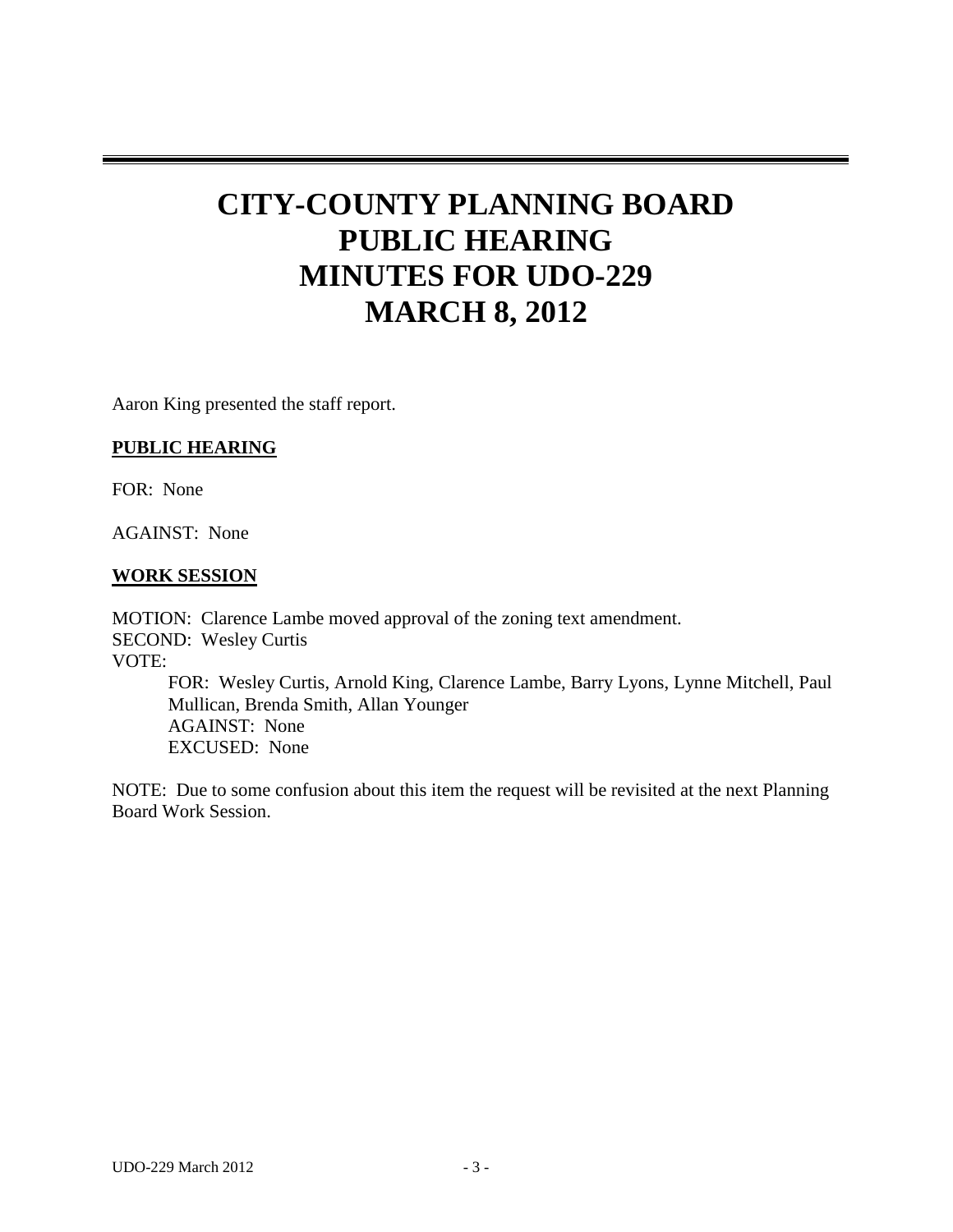# CITY-COUNTY PLANNING BOARD PUBLIC HEARING MINUTES FOR UDO-229 MARCH 8, 2012

Aaron King presented the staff report.

**PUBLIC HEARING**

FOR: None

AGAINST: None

**WORK SESSION**

MOTION: Clarence Lambe moved approval of the zoning text amendment.
SECOND: Wesley Curtis
VOTE:

FOR: Wesley Curtis, Arnold King, Clarence Lambe, Barry Lyons, Lynne Mitchell, Paul Mullican, Brenda Smith, Allan Younger
AGAINST: None
EXCUSED: None

NOTE: Due to some confusion about this item the request will be revisited at the next Planning Board Work Session.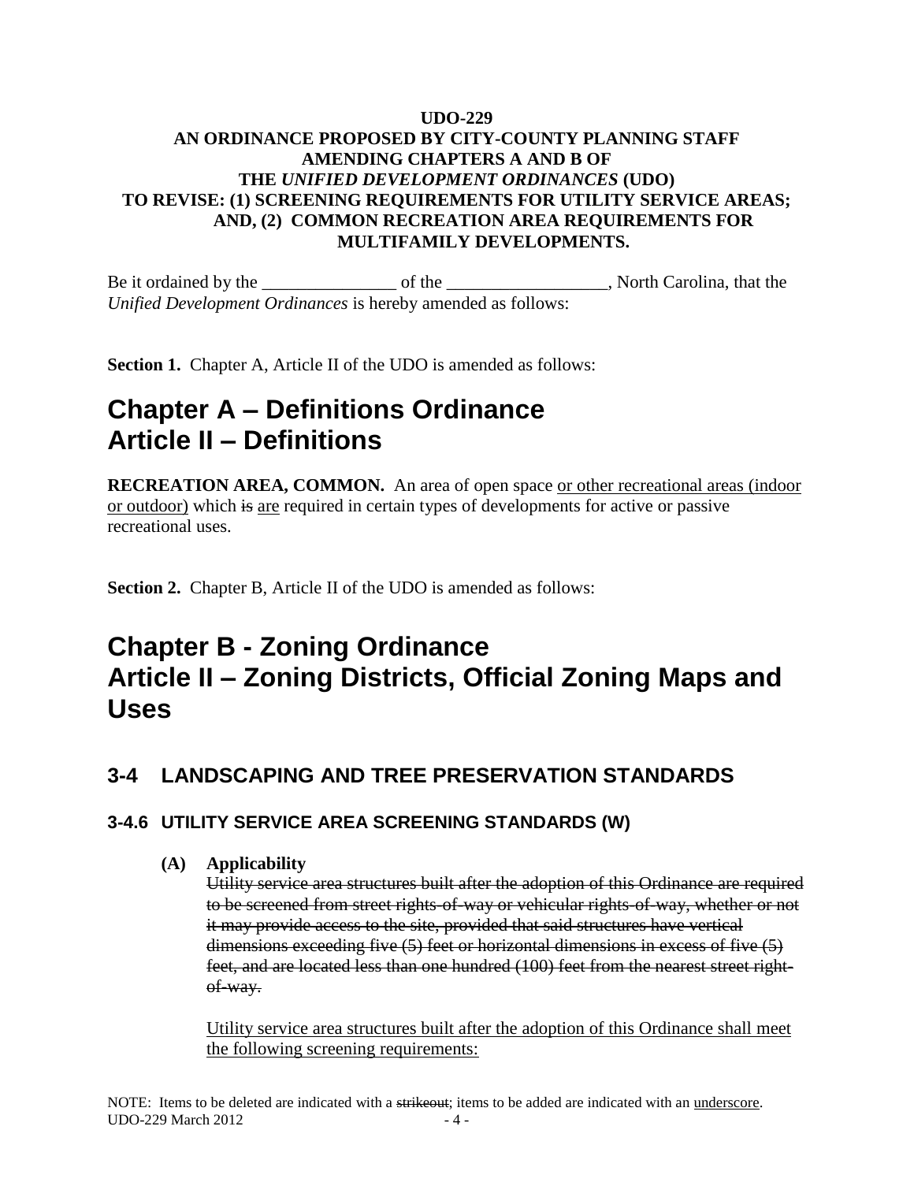**UDO-229**
**AN ORDINANCE PROPOSED BY CITY-COUNTY PLANNING STAFF AMENDING CHAPTERS A AND B OF THE *UNIFIED DEVELOPMENT ORDINANCES* (UDO) TO REVISE: (1) SCREENING REQUIREMENTS FOR UTILITY SERVICE AREAS; AND, (2) COMMON RECREATION AREA REQUIREMENTS FOR MULTIFAMILY DEVELOPMENTS.**

Be it ordained by the _______________ of the __________________, North Carolina, that the *Unified Development Ordinances* is hereby amended as follows:

**Section 1.** Chapter A, Article II of the UDO is amended as follows:

# Chapter A – Definitions Ordinance
# Article II – Definitions

**RECREATION AREA, COMMON.** An area of open space <u>or other recreational areas (indoor or outdoor)</u> which ~~is~~ <u>are</u> required in certain types of developments for active or passive recreational uses.

**Section 2.** Chapter B, Article II of the UDO is amended as follows:

# Chapter B - Zoning Ordinance
# Article II – Zoning Districts, Official Zoning Maps and Uses

## 3-4 LANDSCAPING AND TREE PRESERVATION STANDARDS

### 3-4.6 UTILITY SERVICE AREA SCREENING STANDARDS (W)

**(A) Applicability**

~~Utility service area structures built after the adoption of this Ordinance are required to be screened from street rights-of-way or vehicular rights-of-way, whether or not it may provide access to the site, provided that said structures have vertical dimensions exceeding five (5) feet or horizontal dimensions in excess of five (5) feet, and are located less than one hundred (100) feet from the nearest street right-of-way.~~

<u>Utility service area structures built after the adoption of this Ordinance shall meet the following screening requirements:</u>

NOTE: Items to be deleted are indicated with a ~~strikeout~~; items to be added are indicated with an <u>underscore</u>.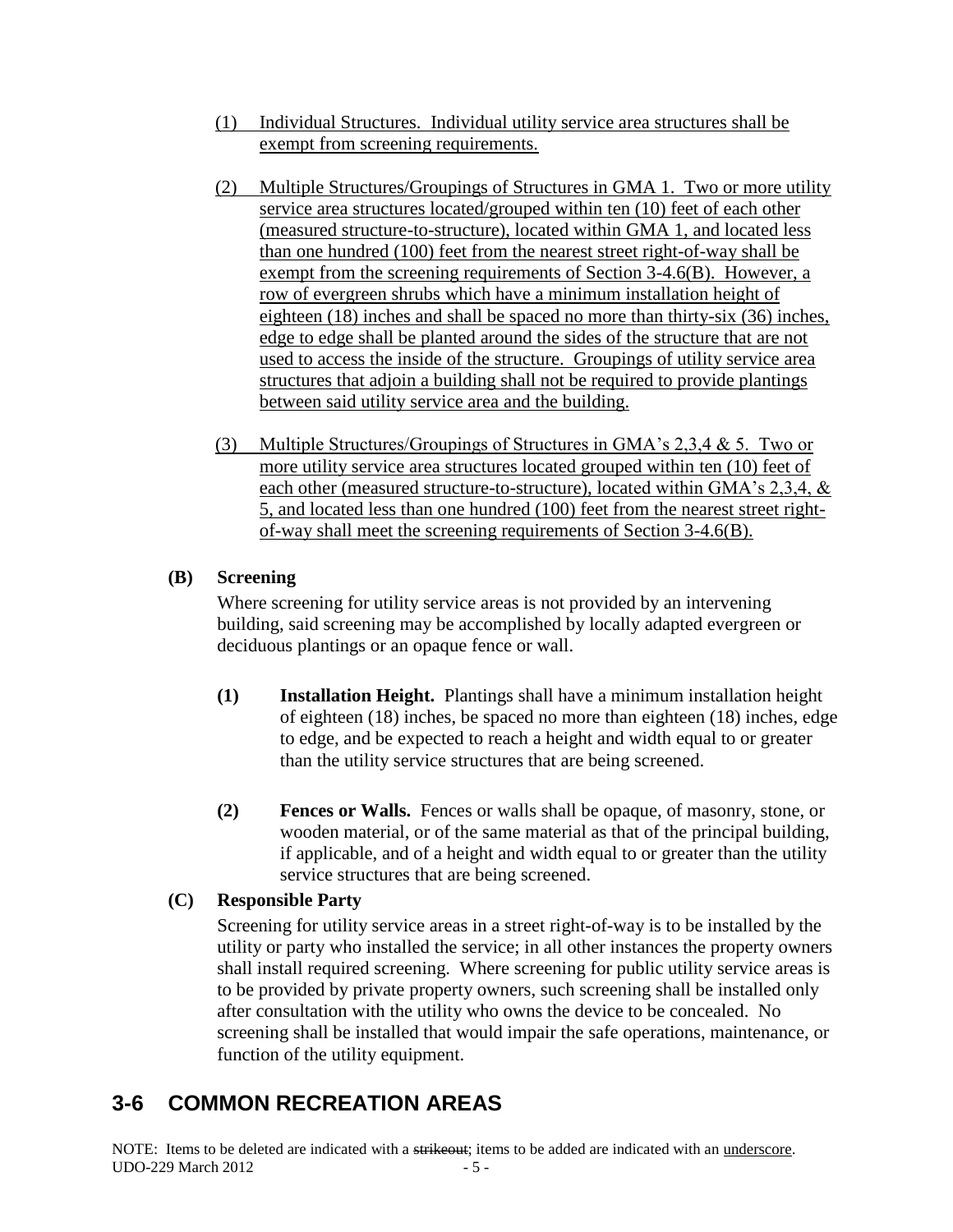(1) Individual Structures. Individual utility service area structures shall be exempt from screening requirements.

(2) Multiple Structures/Groupings of Structures in GMA 1. Two or more utility service area structures located/grouped within ten (10) feet of each other (measured structure-to-structure), located within GMA 1, and located less than one hundred (100) feet from the nearest street right-of-way shall be exempt from the screening requirements of Section 3-4.6(B). However, a row of evergreen shrubs which have a minimum installation height of eighteen (18) inches and shall be spaced no more than thirty-six (36) inches, edge to edge shall be planted around the sides of the structure that are not used to access the inside of the structure. Groupings of utility service area structures that adjoin a building shall not be required to provide plantings between said utility service area and the building.

(3) Multiple Structures/Groupings of Structures in GMA's 2,3,4 & 5. Two or more utility service area structures located grouped within ten (10) feet of each other (measured structure-to-structure), located within GMA's 2,3,4, & 5, and located less than one hundred (100) feet from the nearest street right-of-way shall meet the screening requirements of Section 3-4.6(B).

**(B) Screening**

Where screening for utility service areas is not provided by an intervening building, said screening may be accomplished by locally adapted evergreen or deciduous plantings or an opaque fence or wall.

**(1) Installation Height.** Plantings shall have a minimum installation height of eighteen (18) inches, be spaced no more than eighteen (18) inches, edge to edge, and be expected to reach a height and width equal to or greater than the utility service structures that are being screened.

**(2) Fences or Walls.** Fences or walls shall be opaque, of masonry, stone, or wooden material, or of the same material as that of the principal building, if applicable, and of a height and width equal to or greater than the utility service structures that are being screened.

**(C) Responsible Party**

Screening for utility service areas in a street right-of-way is to be installed by the utility or party who installed the service; in all other instances the property owners shall install required screening. Where screening for public utility service areas is to be provided by private property owners, such screening shall be installed only after consultation with the utility who owns the device to be concealed. No screening shall be installed that would impair the safe operations, maintenance, or function of the utility equipment.

## 3-6 COMMON RECREATION AREAS

NOTE: Items to be deleted are indicated with a strikeout; items to be added are indicated with an underscore.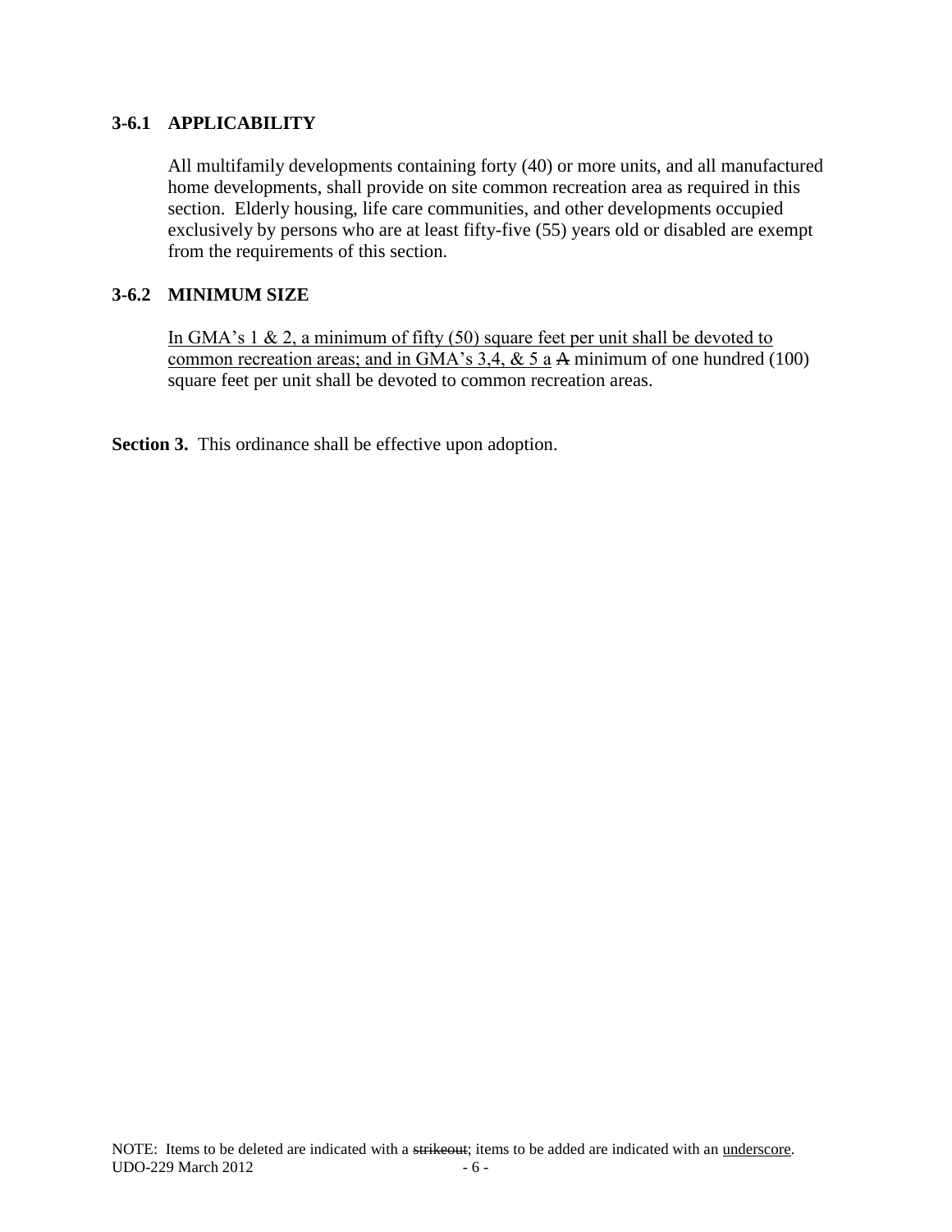**3-6.1 APPLICABILITY**

All multifamily developments containing forty (40) or more units, and all manufactured home developments, shall provide on site common recreation area as required in this section. Elderly housing, life care communities, and other developments occupied exclusively by persons who are at least fifty-five (55) years old or disabled are exempt from the requirements of this section.

**3-6.2 MINIMUM SIZE**

<u>In GMA's 1 & 2, a minimum of fifty (50) square feet per unit shall be devoted to common recreation areas; and in GMA's 3,4, & 5 a</u> ~~A~~ minimum of one hundred (100) square feet per unit shall be devoted to common recreation areas.

**Section 3.** This ordinance shall be effective upon adoption.